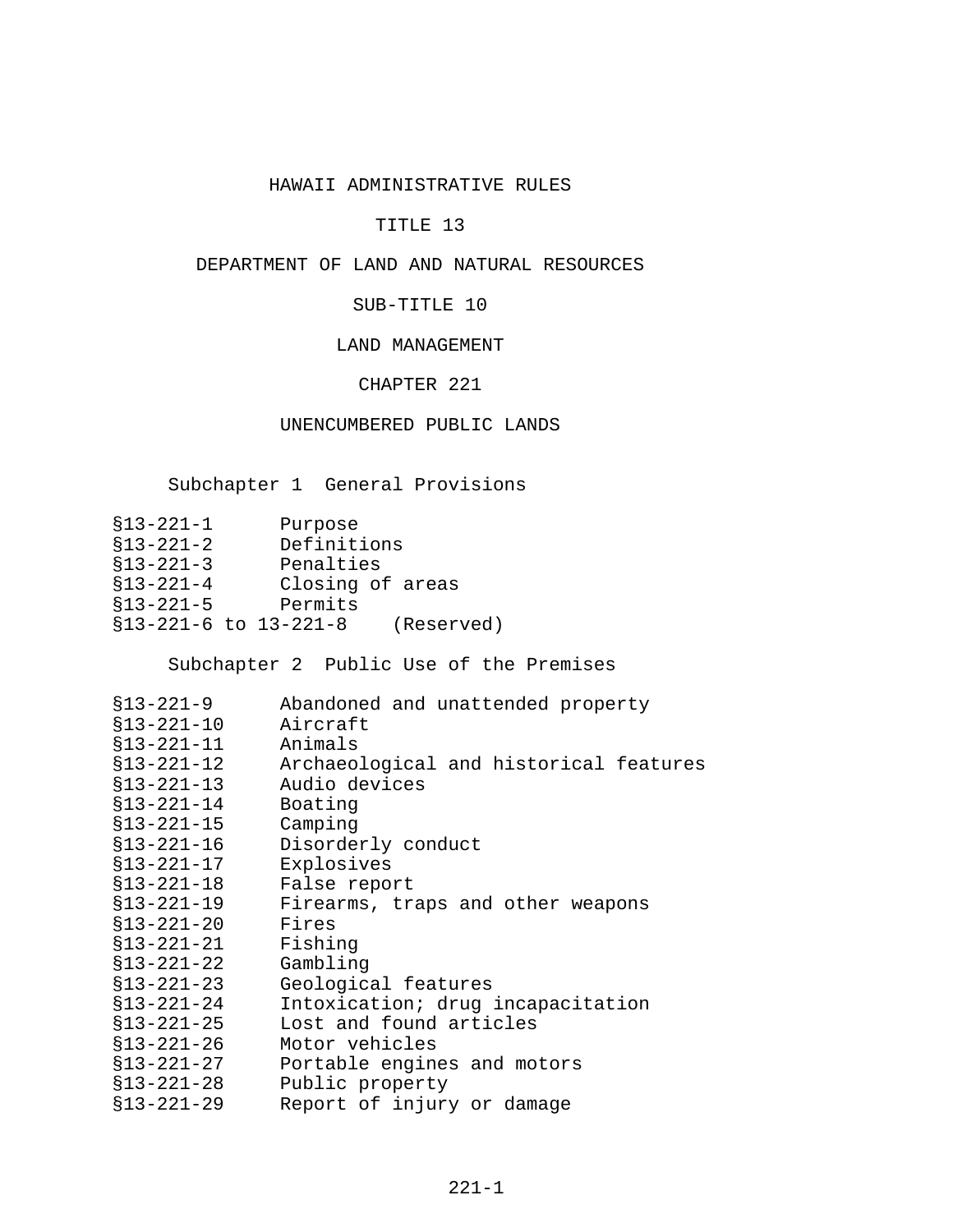# HAWAII ADMINISTRATIVE RULES

## TITLE 13

## DEPARTMENT OF LAND AND NATURAL RESOURCES

## SUB-TITLE 10

## LAND MANAGEMENT

## CHAPTER 221

## UNENCUMBERED PUBLIC LANDS

### Subchapter 1 General Provisions

| | |
|---|---|
| §13-221-1 | Purpose |
| §13-221-2 | Definitions |
| §13-221-3 | Penalties |
| §13-221-4 | Closing of areas |
| §13-221-5 | Permits |
| §13-221-6 to 13-221-8 | (Reserved) |

### Subchapter 2 Public Use of the Premises

| | |
|---|---|
| §13-221-9 | Abandoned and unattended property |
| §13-221-10 | Aircraft |
| §13-221-11 | Animals |
| §13-221-12 | Archaeological and historical features |
| §13-221-13 | Audio devices |
| §13-221-14 | Boating |
| §13-221-15 | Camping |
| §13-221-16 | Disorderly conduct |
| §13-221-17 | Explosives |
| §13-221-18 | False report |
| §13-221-19 | Firearms, traps and other weapons |
| §13-221-20 | Fires |
| §13-221-21 | Fishing |
| §13-221-22 | Gambling |
| §13-221-23 | Geological features |
| §13-221-24 | Intoxication; drug incapacitation |
| §13-221-25 | Lost and found articles |
| §13-221-26 | Motor vehicles |
| §13-221-27 | Portable engines and motors |
| §13-221-28 | Public property |
| §13-221-29 | Report of injury or damage |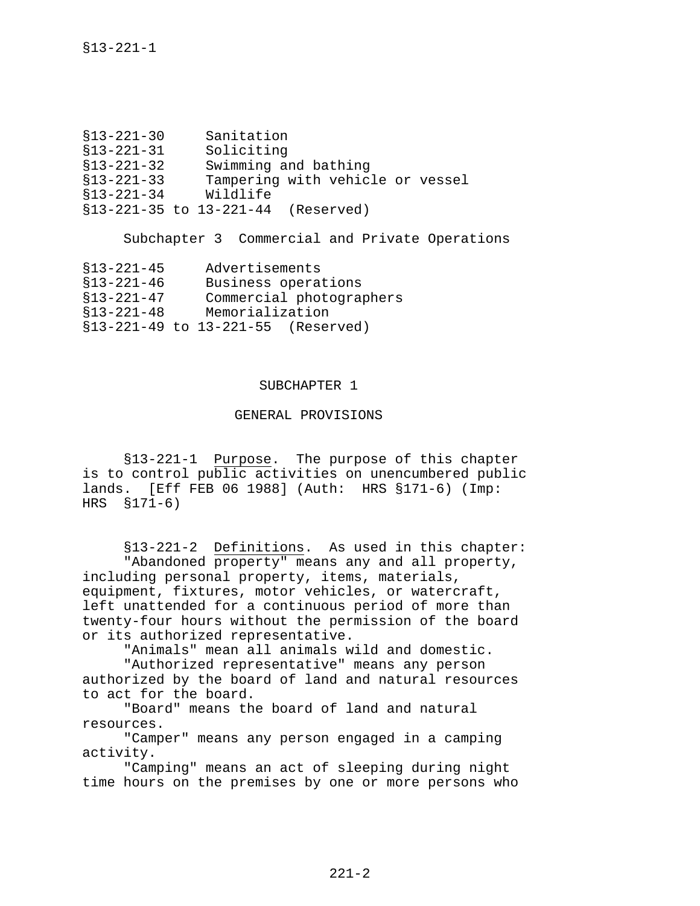§13-221-30 Sanitation
§13-221-31 Soliciting
§13-221-32 Swimming and bathing
§13-221-33 Tampering with vehicle or vessel
§13-221-34 Wildlife
§13-221-35 to 13-221-44 (Reserved)

Subchapter 3 Commercial and Private Operations

§13-221-45 Advertisements
§13-221-46 Business operations
§13-221-47 Commercial photographers
§13-221-48 Memorialization
§13-221-49 to 13-221-55 (Reserved)

## SUBCHAPTER 1

## GENERAL PROVISIONS

§13-221-1 Purpose. The purpose of this chapter is to control public activities on unencumbered public lands. [Eff FEB 06 1988] (Auth: HRS §171-6) (Imp: HRS §171-6)

§13-221-2 Definitions. As used in this chapter:

"Abandoned property" means any and all property, including personal property, items, materials, equipment, fixtures, motor vehicles, or watercraft, left unattended for a continuous period of more than twenty-four hours without the permission of the board or its authorized representative.

"Animals" mean all animals wild and domestic.

"Authorized representative" means any person authorized by the board of land and natural resources to act for the board.

"Board" means the board of land and natural resources.

"Camper" means any person engaged in a camping activity.

"Camping" means an act of sleeping during night time hours on the premises by one or more persons who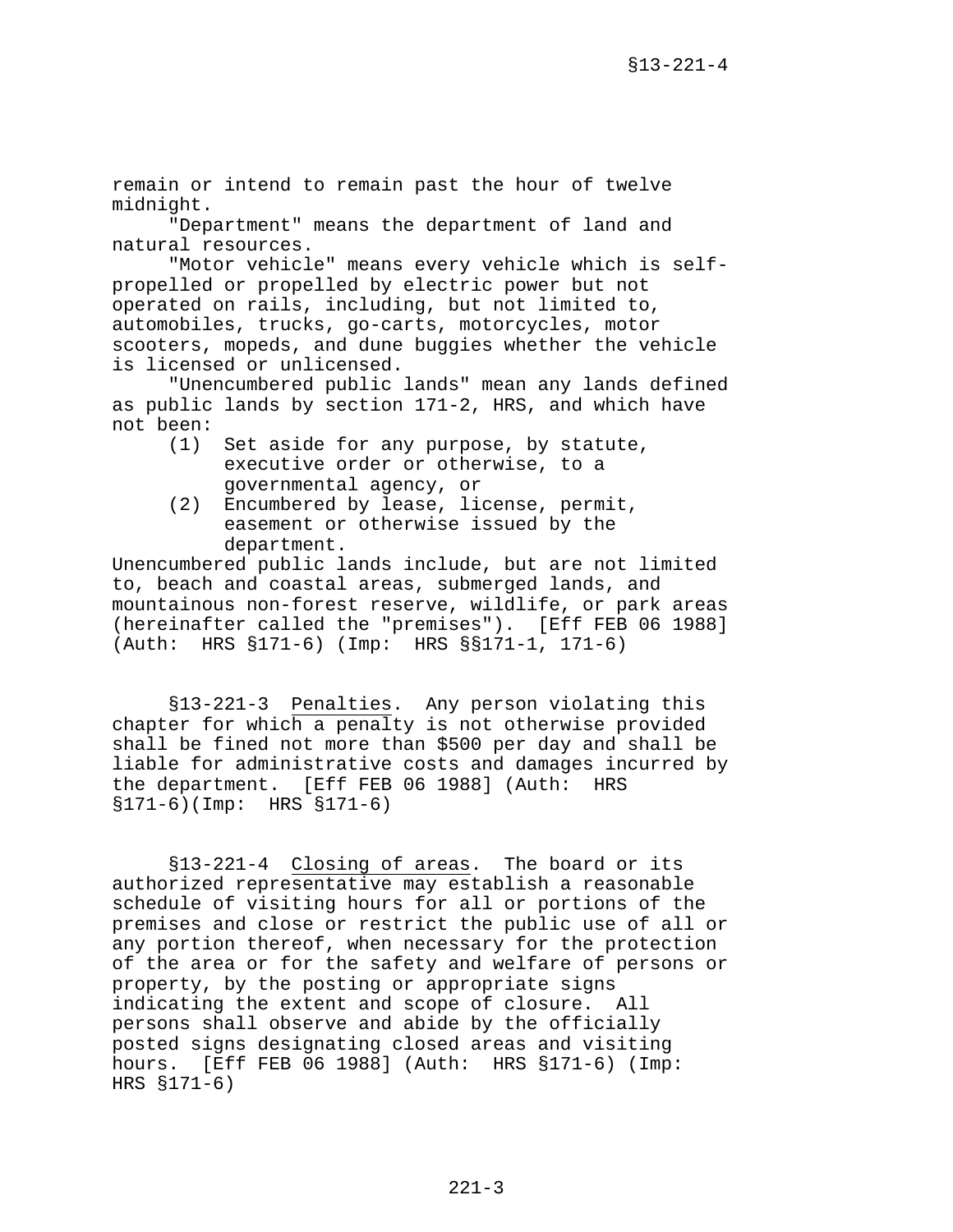remain or intend to remain past the hour of twelve midnight.

"Department" means the department of land and natural resources.

"Motor vehicle" means every vehicle which is self-propelled or propelled by electric power but not operated on rails, including, but not limited to, automobiles, trucks, go-carts, motorcycles, motor scooters, mopeds, and dune buggies whether the vehicle is licensed or unlicensed.

"Unencumbered public lands" mean any lands defined as public lands by section 171-2, HRS, and which have not been:

(1) Set aside for any purpose, by statute, executive order or otherwise, to a governmental agency, or
(2) Encumbered by lease, license, permit, easement or otherwise issued by the department.

Unencumbered public lands include, but are not limited to, beach and coastal areas, submerged lands, and mountainous non-forest reserve, wildlife, or park areas (hereinafter called the "premises"). [Eff FEB 06 1988] (Auth: HRS §171-6) (Imp: HRS §§171-1, 171-6)

§13-221-3 Penalties. Any person violating this chapter for which a penalty is not otherwise provided shall be fined not more than $500 per day and shall be liable for administrative costs and damages incurred by the department. [Eff FEB 06 1988] (Auth: HRS §171-6)(Imp: HRS §171-6)

§13-221-4 Closing of areas. The board or its authorized representative may establish a reasonable schedule of visiting hours for all or portions of the premises and close or restrict the public use of all or any portion thereof, when necessary for the protection of the area or for the safety and welfare of persons or property, by the posting or appropriate signs indicating the extent and scope of closure. All persons shall observe and abide by the officially posted signs designating closed areas and visiting hours. [Eff FEB 06 1988] (Auth: HRS §171-6) (Imp: HRS §171-6)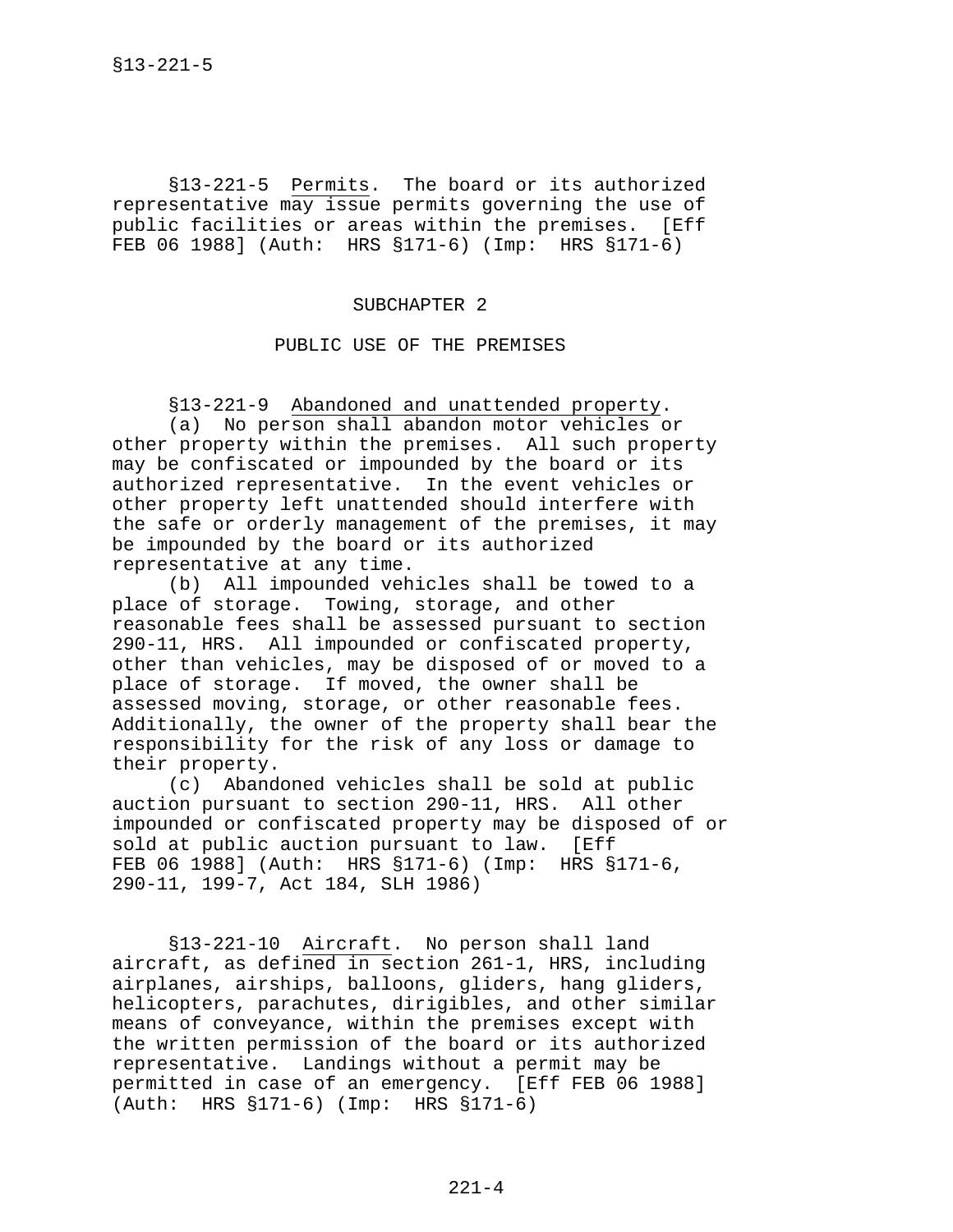§13-221-5 Permits. The board or its authorized representative may issue permits governing the use of public facilities or areas within the premises. [Eff FEB 06 1988] (Auth: HRS §171-6) (Imp: HRS §171-6)

## SUBCHAPTER 2

## PUBLIC USE OF THE PREMISES

§13-221-9 Abandoned and unattended property.

(a) No person shall abandon motor vehicles or other property within the premises. All such property may be confiscated or impounded by the board or its authorized representative. In the event vehicles or other property left unattended should interfere with the safe or orderly management of the premises, it may be impounded by the board or its authorized representative at any time.

(b) All impounded vehicles shall be towed to a place of storage. Towing, storage, and other reasonable fees shall be assessed pursuant to section 290-11, HRS. All impounded or confiscated property, other than vehicles, may be disposed of or moved to a place of storage. If moved, the owner shall be assessed moving, storage, or other reasonable fees. Additionally, the owner of the property shall bear the responsibility for the risk of any loss or damage to their property.

(c) Abandoned vehicles shall be sold at public auction pursuant to section 290-11, HRS. All other impounded or confiscated property may be disposed of or sold at public auction pursuant to law. [Eff FEB 06 1988] (Auth: HRS §171-6) (Imp: HRS §171-6, 290-11, 199-7, Act 184, SLH 1986)

§13-221-10 Aircraft. No person shall land aircraft, as defined in section 261-1, HRS, including airplanes, airships, balloons, gliders, hang gliders, helicopters, parachutes, dirigibles, and other similar means of conveyance, within the premises except with the written permission of the board or its authorized representative. Landings without a permit may be permitted in case of an emergency. [Eff FEB 06 1988] (Auth: HRS §171-6) (Imp: HRS §171-6)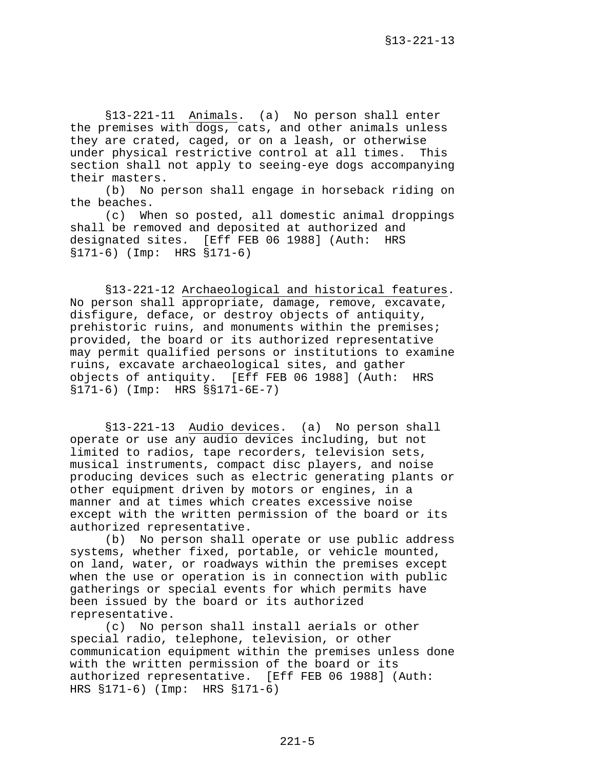§13-221-11 Animals. (a) No person shall enter the premises with dogs, cats, and other animals unless they are crated, caged, or on a leash, or otherwise under physical restrictive control at all times. This section shall not apply to seeing-eye dogs accompanying their masters.

(b) No person shall engage in horseback riding on the beaches.

(c) When so posted, all domestic animal droppings shall be removed and deposited at authorized and designated sites. [Eff FEB 06 1988] (Auth: HRS §171-6) (Imp: HRS §171-6)

§13-221-12 Archaeological and historical features. No person shall appropriate, damage, remove, excavate, disfigure, deface, or destroy objects of antiquity, prehistoric ruins, and monuments within the premises; provided, the board or its authorized representative may permit qualified persons or institutions to examine ruins, excavate archaeological sites, and gather objects of antiquity. [Eff FEB 06 1988] (Auth: HRS §171-6) (Imp: HRS §§171-6E-7)

§13-221-13 Audio devices. (a) No person shall operate or use any audio devices including, but not limited to radios, tape recorders, television sets, musical instruments, compact disc players, and noise producing devices such as electric generating plants or other equipment driven by motors or engines, in a manner and at times which creates excessive noise except with the written permission of the board or its authorized representative.

(b) No person shall operate or use public address systems, whether fixed, portable, or vehicle mounted, on land, water, or roadways within the premises except when the use or operation is in connection with public gatherings or special events for which permits have been issued by the board or its authorized representative.

(c) No person shall install aerials or other special radio, telephone, television, or other communication equipment within the premises unless done with the written permission of the board or its authorized representative. [Eff FEB 06 1988] (Auth: HRS §171-6) (Imp: HRS §171-6)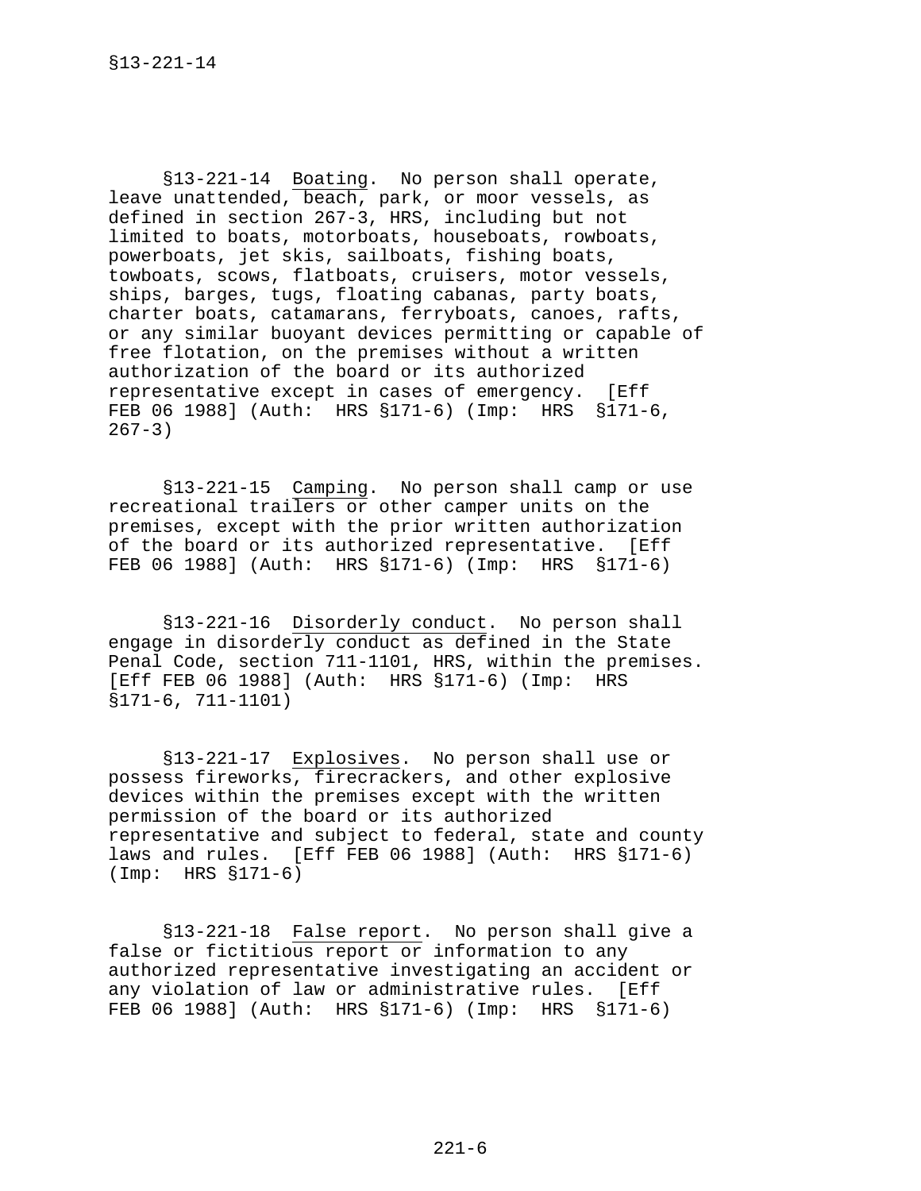§13-221-14  Boating.  No person shall operate, leave unattended, beach, park, or moor vessels, as defined in section 267-3, HRS, including but not limited to boats, motorboats, houseboats, rowboats, powerboats, jet skis, sailboats, fishing boats, towboats, scows, flatboats, cruisers, motor vessels, ships, barges, tugs, floating cabanas, party boats, charter boats, catamarans, ferryboats, canoes, rafts, or any similar buoyant devices permitting or capable of free flotation, on the premises without a written authorization of the board or its authorized representative except in cases of emergency.  [Eff FEB 06 1988] (Auth:  HRS §171-6) (Imp:  HRS  §171-6, 267-3)

§13-221-15  Camping.  No person shall camp or use recreational trailers or other camper units on the premises, except with the prior written authorization of the board or its authorized representative.  [Eff FEB 06 1988] (Auth:  HRS §171-6) (Imp:  HRS  §171-6)

§13-221-16  Disorderly conduct.  No person shall engage in disorderly conduct as defined in the State Penal Code, section 711-1101, HRS, within the premises. [Eff FEB 06 1988] (Auth:  HRS §171-6) (Imp:  HRS §171-6, 711-1101)

§13-221-17  Explosives.  No person shall use or possess fireworks, firecrackers, and other explosive devices within the premises except with the written permission of the board or its authorized representative and subject to federal, state and county laws and rules.  [Eff FEB 06 1988] (Auth:  HRS §171-6) (Imp:  HRS §171-6)

§13-221-18  False report.  No person shall give a false or fictitious report or information to any authorized representative investigating an accident or any violation of law or administrative rules.  [Eff FEB 06 1988] (Auth:  HRS §171-6) (Imp:  HRS  §171-6)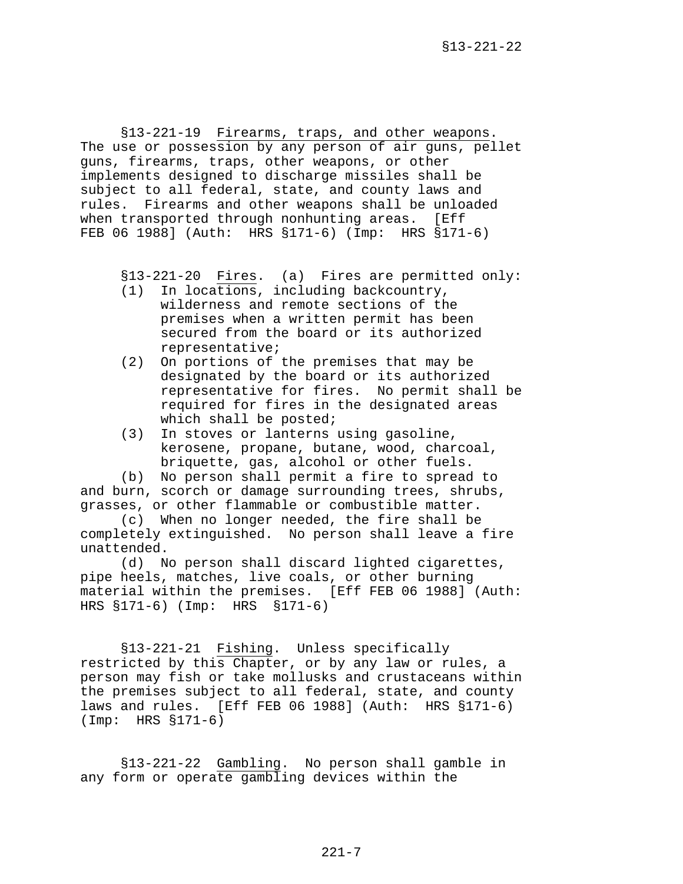§13-221-19 _Firearms, traps, and other weapons_. The use or possession by any person of air guns, pellet guns, firearms, traps, other weapons, or other implements designed to discharge missiles shall be subject to all federal, state, and county laws and rules. Firearms and other weapons shall be unloaded when transported through nonhunting areas. [Eff FEB 06 1988] (Auth: HRS §171-6) (Imp: HRS §171-6)

§13-221-20 _Fires_. (a) Fires are permitted only:

(1) In locations, including backcountry, wilderness and remote sections of the premises when a written permit has been secured from the board or its authorized representative;

(2) On portions of the premises that may be designated by the board or its authorized representative for fires. No permit shall be required for fires in the designated areas which shall be posted;

(3) In stoves or lanterns using gasoline, kerosene, propane, butane, wood, charcoal, briquette, gas, alcohol or other fuels.

(b) No person shall permit a fire to spread to and burn, scorch or damage surrounding trees, shrubs, grasses, or other flammable or combustible matter.

(c) When no longer needed, the fire shall be completely extinguished. No person shall leave a fire unattended.

(d) No person shall discard lighted cigarettes, pipe heels, matches, live coals, or other burning material within the premises. [Eff FEB 06 1988] (Auth: HRS §171-6) (Imp: HRS §171-6)

§13-221-21 _Fishing_. Unless specifically restricted by this Chapter, or by any law or rules, a person may fish or take mollusks and crustaceans within the premises subject to all federal, state, and county laws and rules. [Eff FEB 06 1988] (Auth: HRS §171-6) (Imp: HRS §171-6)

§13-221-22 _Gambling_. No person shall gamble in any form or operate gambling devices within the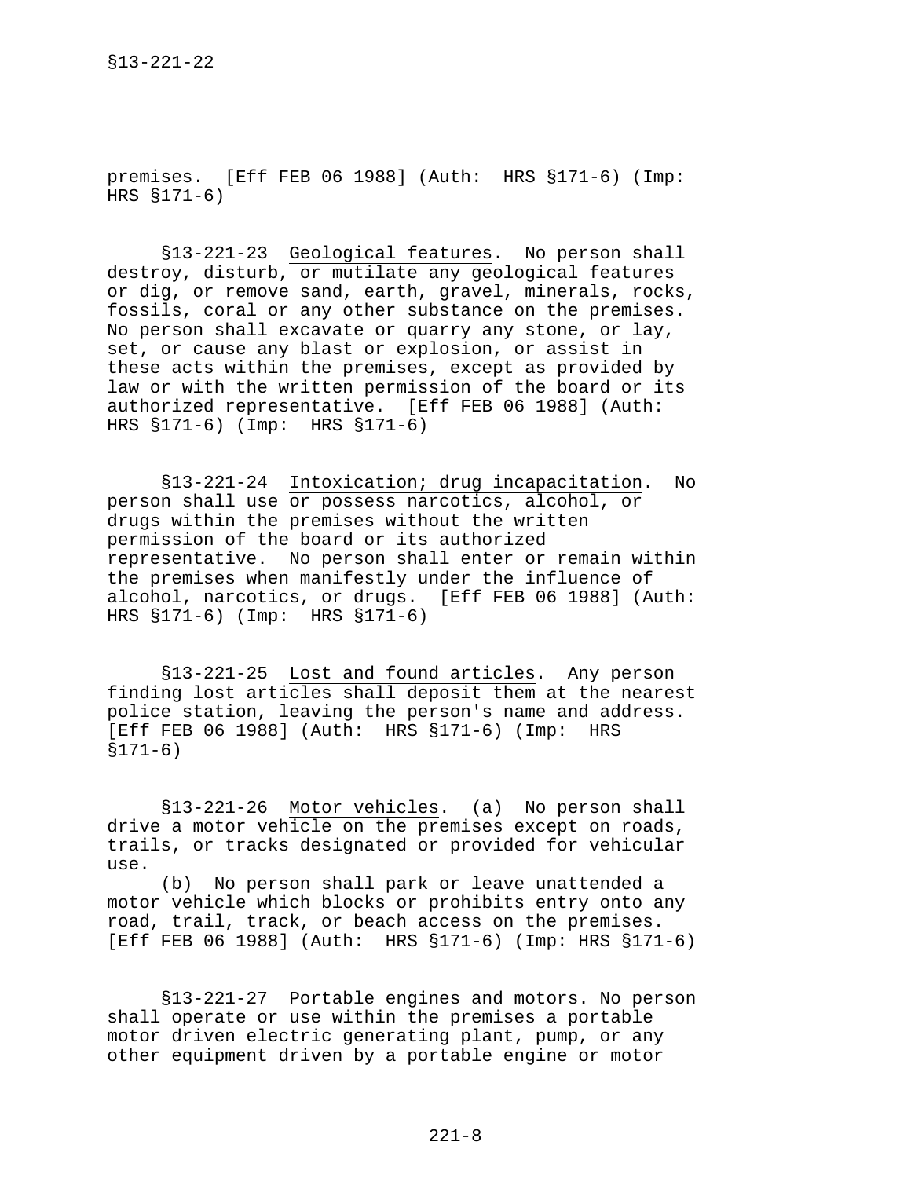premises. [Eff FEB 06 1988] (Auth: HRS §171-6) (Imp: HRS §171-6)

§13-221-23 Geological features. No person shall destroy, disturb, or mutilate any geological features or dig, or remove sand, earth, gravel, minerals, rocks, fossils, coral or any other substance on the premises. No person shall excavate or quarry any stone, or lay, set, or cause any blast or explosion, or assist in these acts within the premises, except as provided by law or with the written permission of the board or its authorized representative. [Eff FEB 06 1988] (Auth: HRS §171-6) (Imp: HRS §171-6)

§13-221-24 Intoxication; drug incapacitation. No person shall use or possess narcotics, alcohol, or drugs within the premises without the written permission of the board or its authorized representative. No person shall enter or remain within the premises when manifestly under the influence of alcohol, narcotics, or drugs. [Eff FEB 06 1988] (Auth: HRS §171-6) (Imp: HRS §171-6)

§13-221-25 Lost and found articles. Any person finding lost articles shall deposit them at the nearest police station, leaving the person's name and address. [Eff FEB 06 1988] (Auth: HRS §171-6) (Imp: HRS §171-6)

§13-221-26 Motor vehicles. (a) No person shall drive a motor vehicle on the premises except on roads, trails, or tracks designated or provided for vehicular use.

(b) No person shall park or leave unattended a motor vehicle which blocks or prohibits entry onto any road, trail, track, or beach access on the premises. [Eff FEB 06 1988] (Auth: HRS §171-6) (Imp: HRS §171-6)

§13-221-27 Portable engines and motors. No person shall operate or use within the premises a portable motor driven electric generating plant, pump, or any other equipment driven by a portable engine or motor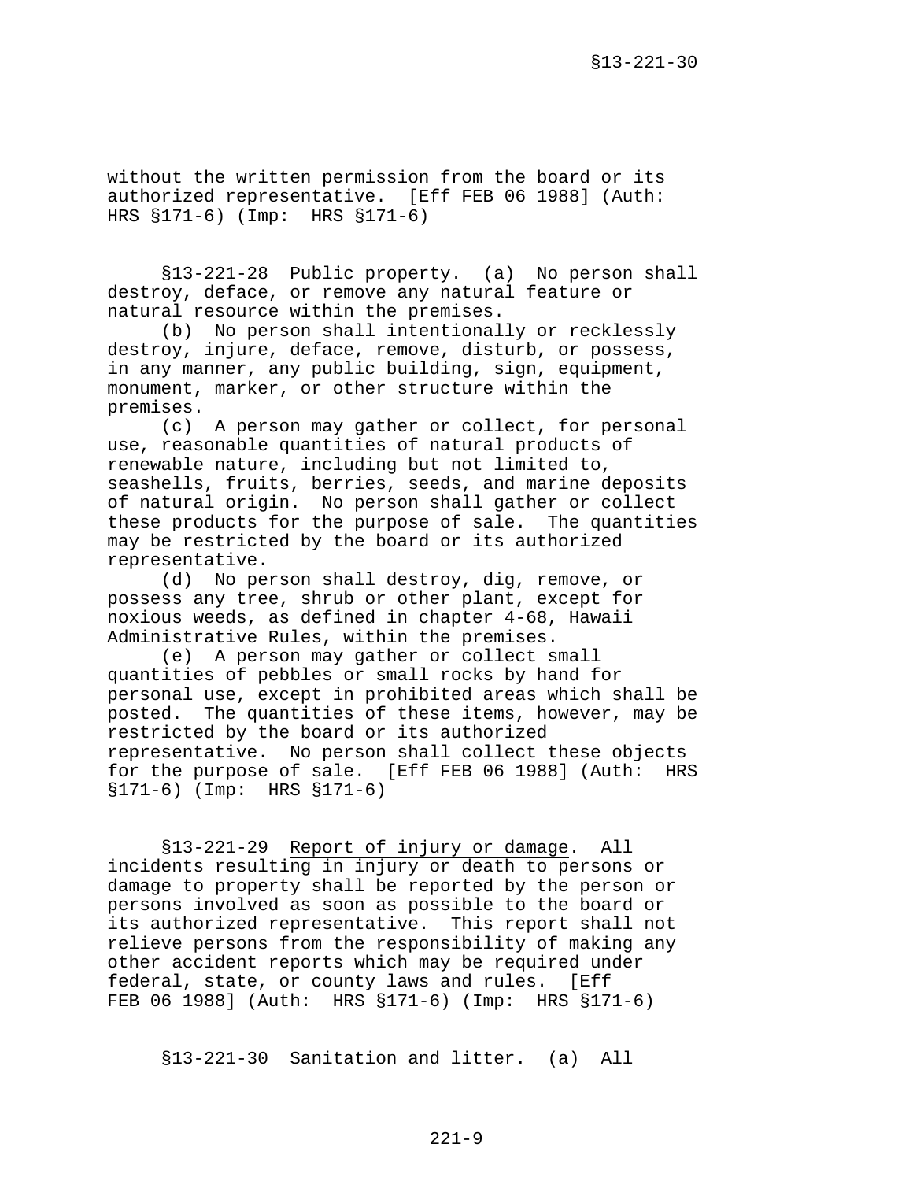without the written permission from the board or its authorized representative. [Eff FEB 06 1988] (Auth: HRS §171-6) (Imp: HRS §171-6)

§13-221-28 Public property. (a) No person shall destroy, deface, or remove any natural feature or natural resource within the premises.

(b) No person shall intentionally or recklessly destroy, injure, deface, remove, disturb, or possess, in any manner, any public building, sign, equipment, monument, marker, or other structure within the premises.

(c) A person may gather or collect, for personal use, reasonable quantities of natural products of renewable nature, including but not limited to, seashells, fruits, berries, seeds, and marine deposits of natural origin. No person shall gather or collect these products for the purpose of sale. The quantities may be restricted by the board or its authorized representative.

(d) No person shall destroy, dig, remove, or possess any tree, shrub or other plant, except for noxious weeds, as defined in chapter 4-68, Hawaii Administrative Rules, within the premises.

(e) A person may gather or collect small quantities of pebbles or small rocks by hand for personal use, except in prohibited areas which shall be posted. The quantities of these items, however, may be restricted by the board or its authorized representative. No person shall collect these objects for the purpose of sale. [Eff FEB 06 1988] (Auth: HRS §171-6) (Imp: HRS §171-6)

§13-221-29 Report of injury or damage. All incidents resulting in injury or death to persons or damage to property shall be reported by the person or persons involved as soon as possible to the board or its authorized representative. This report shall not relieve persons from the responsibility of making any other accident reports which may be required under federal, state, or county laws and rules. [Eff FEB 06 1988] (Auth: HRS §171-6) (Imp: HRS §171-6)

§13-221-30 Sanitation and litter. (a) All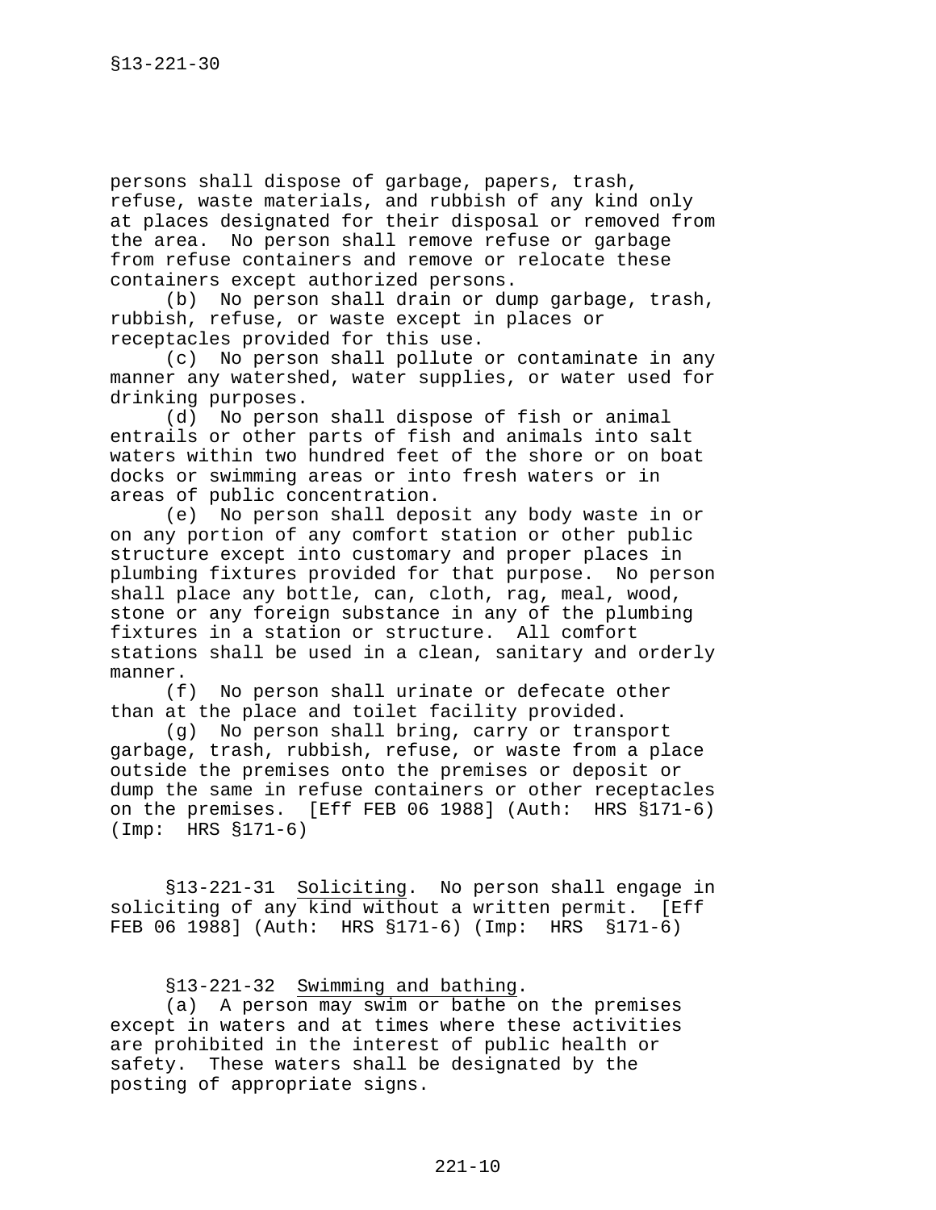persons shall dispose of garbage, papers, trash, refuse, waste materials, and rubbish of any kind only at places designated for their disposal or removed from the area. No person shall remove refuse or garbage from refuse containers and remove or relocate these containers except authorized persons.

(b) No person shall drain or dump garbage, trash, rubbish, refuse, or waste except in places or receptacles provided for this use.

(c) No person shall pollute or contaminate in any manner any watershed, water supplies, or water used for drinking purposes.

(d) No person shall dispose of fish or animal entrails or other parts of fish and animals into salt waters within two hundred feet of the shore or on boat docks or swimming areas or into fresh waters or in areas of public concentration.

(e) No person shall deposit any body waste in or on any portion of any comfort station or other public structure except into customary and proper places in plumbing fixtures provided for that purpose. No person shall place any bottle, can, cloth, rag, meal, wood, stone or any foreign substance in any of the plumbing fixtures in a station or structure. All comfort stations shall be used in a clean, sanitary and orderly manner.

(f) No person shall urinate or defecate other than at the place and toilet facility provided.

(g) No person shall bring, carry or transport garbage, trash, rubbish, refuse, or waste from a place outside the premises onto the premises or deposit or dump the same in refuse containers or other receptacles on the premises. [Eff FEB 06 1988] (Auth: HRS §171-6) (Imp: HRS §171-6)

§13-221-31 Soliciting. No person shall engage in soliciting of any kind without a written permit. [Eff FEB 06 1988] (Auth: HRS §171-6) (Imp: HRS §171-6)

§13-221-32 Swimming and bathing.

(a) A person may swim or bathe on the premises except in waters and at times where these activities are prohibited in the interest of public health or safety. These waters shall be designated by the posting of appropriate signs.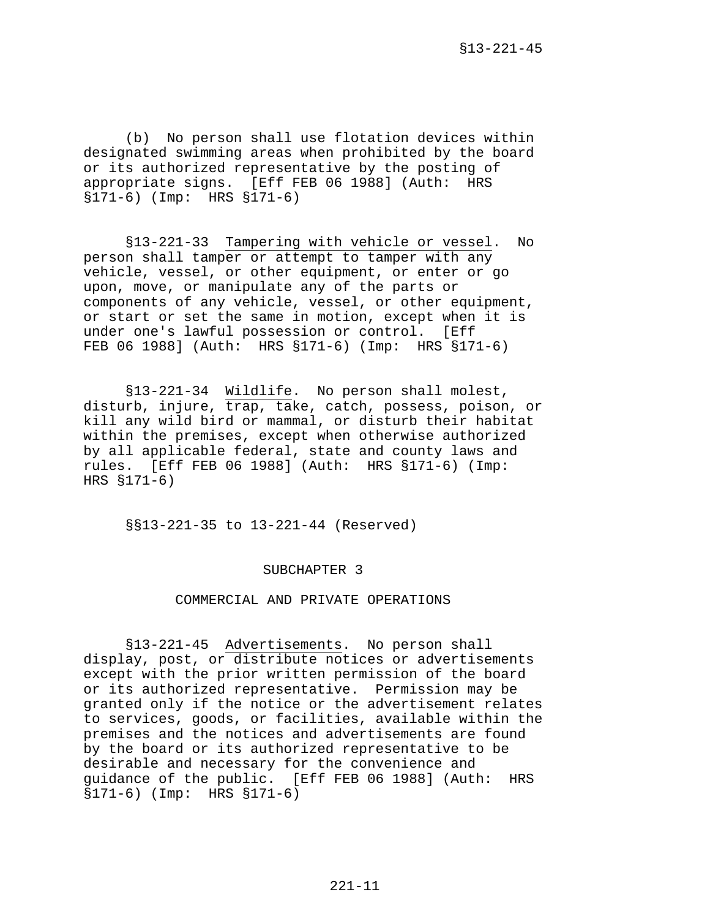(b) No person shall use flotation devices within designated swimming areas when prohibited by the board or its authorized representative by the posting of appropriate signs. [Eff FEB 06 1988] (Auth: HRS §171-6) (Imp: HRS §171-6)

§13-221-33 Tampering with vehicle or vessel. No person shall tamper or attempt to tamper with any vehicle, vessel, or other equipment, or enter or go upon, move, or manipulate any of the parts or components of any vehicle, vessel, or other equipment, or start or set the same in motion, except when it is under one's lawful possession or control. [Eff FEB 06 1988] (Auth: HRS §171-6) (Imp: HRS §171-6)

§13-221-34 Wildlife. No person shall molest, disturb, injure, trap, take, catch, possess, poison, or kill any wild bird or mammal, or disturb their habitat within the premises, except when otherwise authorized by all applicable federal, state and county laws and rules. [Eff FEB 06 1988] (Auth: HRS §171-6) (Imp: HRS §171-6)

§§13-221-35 to 13-221-44 (Reserved)

## SUBCHAPTER 3

## COMMERCIAL AND PRIVATE OPERATIONS

§13-221-45 Advertisements. No person shall display, post, or distribute notices or advertisements except with the prior written permission of the board or its authorized representative. Permission may be granted only if the notice or the advertisement relates to services, goods, or facilities, available within the premises and the notices and advertisements are found by the board or its authorized representative to be desirable and necessary for the convenience and guidance of the public. [Eff FEB 06 1988] (Auth: HRS §171-6) (Imp: HRS §171-6)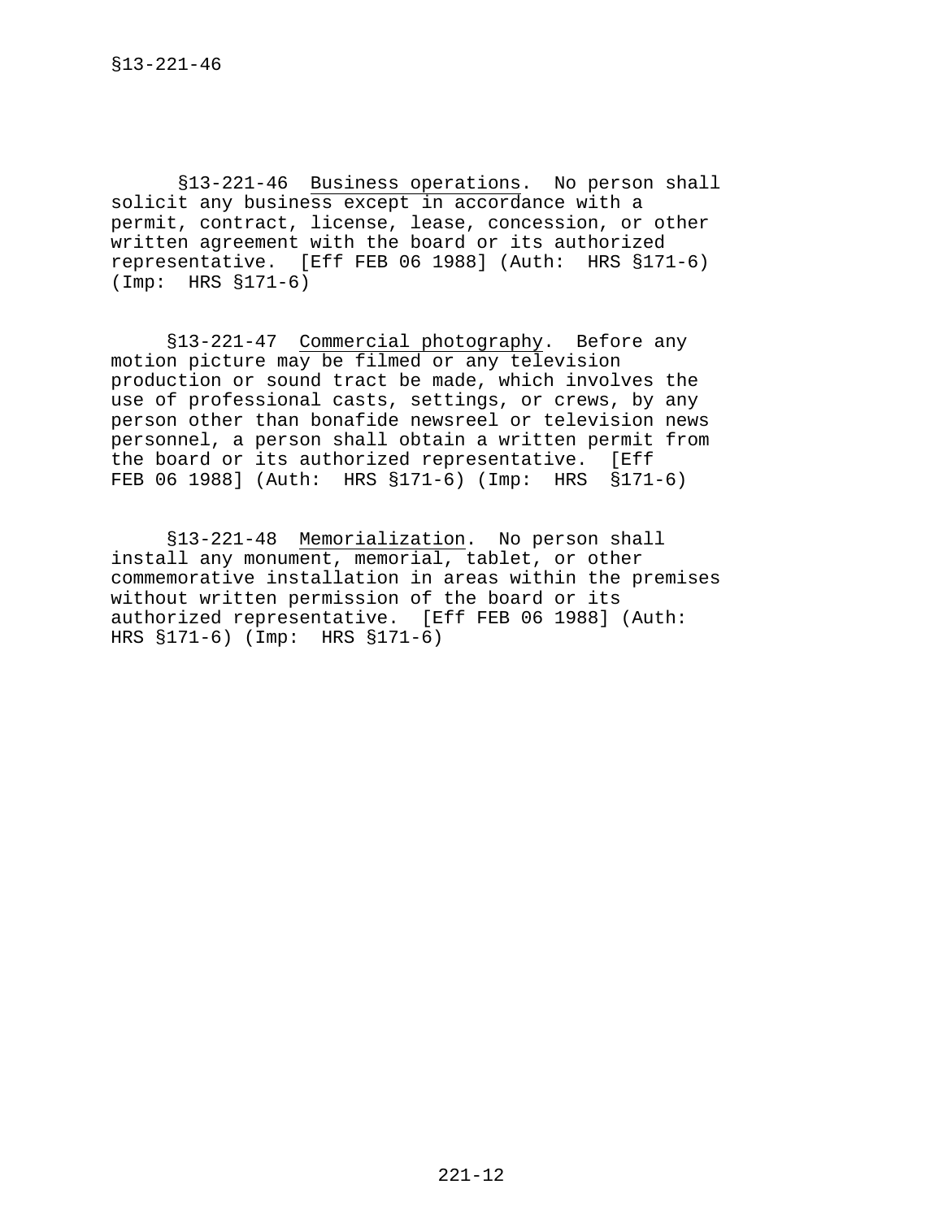§13-221-46 Business operations. No person shall solicit any business except in accordance with a permit, contract, license, lease, concession, or other written agreement with the board or its authorized representative. [Eff FEB 06 1988] (Auth: HRS §171-6) (Imp: HRS §171-6)

§13-221-47 Commercial photography. Before any motion picture may be filmed or any television production or sound tract be made, which involves the use of professional casts, settings, or crews, by any person other than bonafide newsreel or television news personnel, a person shall obtain a written permit from the board or its authorized representative. [Eff FEB 06 1988] (Auth: HRS §171-6) (Imp: HRS §171-6)

§13-221-48 Memorialization. No person shall install any monument, memorial, tablet, or other commemorative installation in areas within the premises without written permission of the board or its authorized representative. [Eff FEB 06 1988] (Auth: HRS §171-6) (Imp: HRS §171-6)